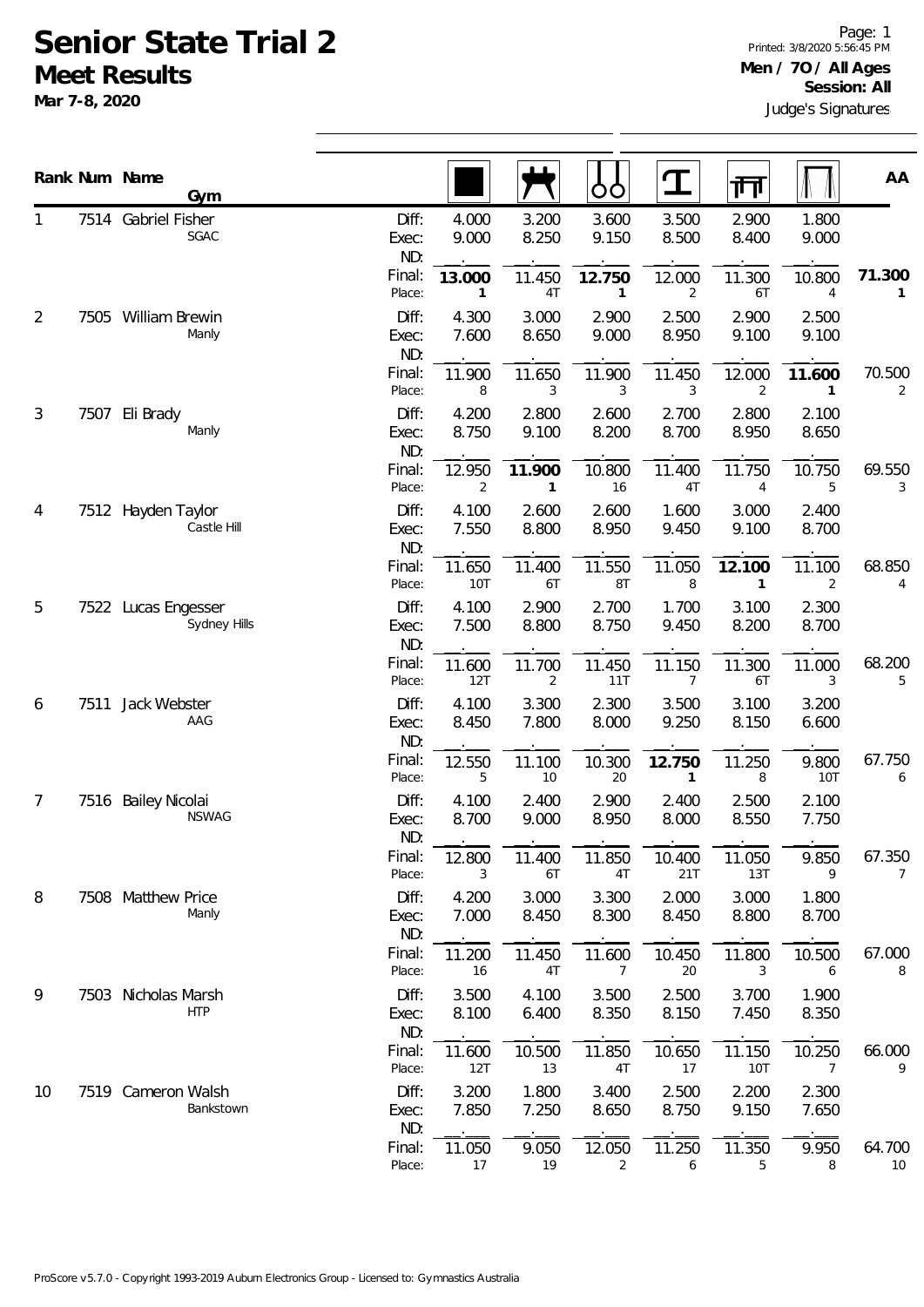# Senior State Trial 2

## Meet Results

**Mar 7-8, 2020**

Printed: 3/8/2020 5:56:45 PM

**Men / 7O / All Ages**

**Session: All**

Judge's Signatures

| Rank | Num | Name / Gym | | Floor | Pommel Horse | Rings | Vault | Parallel Bars | High Bar | AA |
|---|---|---|---|---|---|---|---|---|---|---|
| 1 | 7514 | Gabriel Fisher | Diff: | 4.000 | 3.200 | 3.600 | 3.500 | 2.900 | 1.800 | |
| | | SGAC | Exec: | 9.000 | 8.250 | 9.150 | 8.500 | 8.400 | 9.000 | |
| | | | ND: | . | . | . | . | . | . | |
| | | | Final: | **13.000** | 11.450 | **12.750** | 12.000 | 11.300 | 10.800 | **71.300** |
| | | | Place: | **1** | 4T | **1** | 2 | 6T | 4 | **1** |
| 2 | 7505 | William Brewin | Diff: | 4.300 | 3.000 | 2.900 | 2.500 | 2.900 | 2.500 | |
| | | Manly | Exec: | 7.600 | 8.650 | 9.000 | 8.950 | 9.100 | 9.100 | |
| | | | ND: | . | . | . | . | . | . | |
| | | | Final: | 11.900 | 11.650 | 11.900 | 11.450 | 12.000 | **11.600** | 70.500 |
| | | | Place: | 8 | 3 | 3 | 3 | 2 | **1** | 2 |
| 3 | 7507 | Eli Brady | Diff: | 4.200 | 2.800 | 2.600 | 2.700 | 2.800 | 2.100 | |
| | | Manly | Exec: | 8.750 | 9.100 | 8.200 | 8.700 | 8.950 | 8.650 | |
| | | | ND: | . | . | . | . | . | . | |
| | | | Final: | 12.950 | **11.900** | 10.800 | 11.400 | 11.750 | 10.750 | 69.550 |
| | | | Place: | 2 | **1** | 16 | 4T | 4 | 5 | 3 |
| 4 | 7512 | Hayden Taylor | Diff: | 4.100 | 2.600 | 2.600 | 1.600 | 3.000 | 2.400 | |
| | | Castle Hill | Exec: | 7.550 | 8.800 | 8.950 | 9.450 | 9.100 | 8.700 | |
| | | | ND: | . | . | . | . | . | . | |
| | | | Final: | 11.650 | 11.400 | 11.550 | 11.050 | **12.100** | 11.100 | 68.850 |
| | | | Place: | 10T | 6T | 8T | 8 | **1** | 2 | 4 |
| 5 | 7522 | Lucas Engesser | Diff: | 4.100 | 2.900 | 2.700 | 1.700 | 3.100 | 2.300 | |
| | | Sydney Hills | Exec: | 7.500 | 8.800 | 8.750 | 9.450 | 8.200 | 8.700 | |
| | | | ND: | . | . | . | . | . | . | |
| | | | Final: | 11.600 | 11.700 | 11.450 | 11.150 | 11.300 | 11.000 | 68.200 |
| | | | Place: | 12T | 2 | 11T | 7 | 6T | 3 | 5 |
| 6 | 7511 | Jack Webster | Diff: | 4.100 | 3.300 | 2.300 | 3.500 | 3.100 | 3.200 | |
| | | AAG | Exec: | 8.450 | 7.800 | 8.000 | 9.250 | 8.150 | 6.600 | |
| | | | ND: | . | . | . | . | . | . | |
| | | | Final: | 12.550 | 11.100 | 10.300 | **12.750** | 11.250 | 9.800 | 67.750 |
| | | | Place: | 5 | 10 | 20 | **1** | 8 | 10T | 6 |
| 7 | 7516 | Bailey Nicolai | Diff: | 4.100 | 2.400 | 2.900 | 2.400 | 2.500 | 2.100 | |
| | | NSWAG | Exec: | 8.700 | 9.000 | 8.950 | 8.000 | 8.550 | 7.750 | |
| | | | ND: | . | . | . | . | . | . | |
| | | | Final: | 12.800 | 11.400 | 11.850 | 10.400 | 11.050 | 9.850 | 67.350 |
| | | | Place: | 3 | 6T | 4T | 21T | 13T | 9 | 7 |
| 8 | 7508 | Matthew Price | Diff: | 4.200 | 3.000 | 3.300 | 2.000 | 3.000 | 1.800 | |
| | | Manly | Exec: | 7.000 | 8.450 | 8.300 | 8.450 | 8.800 | 8.700 | |
| | | | ND: | . | . | . | . | . | . | |
| | | | Final: | 11.200 | 11.450 | 11.600 | 10.450 | 11.800 | 10.500 | 67.000 |
| | | | Place: | 16 | 4T | 7 | 20 | 3 | 6 | 8 |
| 9 | 7503 | Nicholas Marsh | Diff: | 3.500 | 4.100 | 3.500 | 2.500 | 3.700 | 1.900 | |
| | | HTP | Exec: | 8.100 | 6.400 | 8.350 | 8.150 | 7.450 | 8.350 | |
| | | | ND: | . | . | . | . | . | . | |
| | | | Final: | 11.600 | 10.500 | 11.850 | 10.650 | 11.150 | 10.250 | 66.000 |
| | | | Place: | 12T | 13 | 4T | 17 | 10T | 7 | 9 |
| 10 | 7519 | Cameron Walsh | Diff: | 3.200 | 1.800 | 3.400 | 2.500 | 2.200 | 2.300 | |
| | | Bankstown | Exec: | 7.850 | 7.250 | 8.650 | 8.750 | 9.150 | 7.650 | |
| | | | ND: | . | . | . | . | . | . | |
| | | | Final: | 11.050 | 9.050 | 12.050 | 11.250 | 11.350 | 9.950 | 64.700 |
| | | | Place: | 17 | 19 | 2 | 6 | 5 | 8 | 10 |

ProScore v5.7.0 - Copyright 1993-2019 Auburn Electronics Group - Licensed to: Gymnastics Australia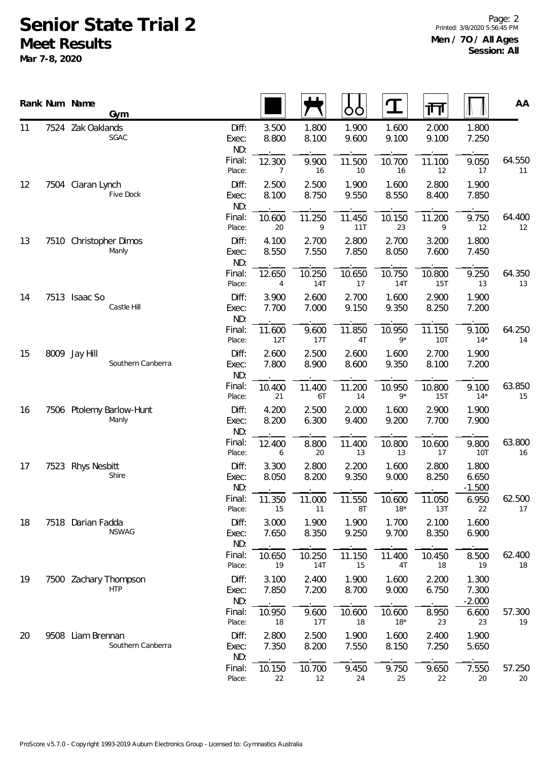# Senior State Trial 2

## Meet Results

**Mar 7-8, 2020**

**Men / 7O / All Ages**
**Session: All**

| Rank | Num | Name / Gym | | Floor | Pommel Horse | Rings | Vault | Parallel Bars | High Bar | AA |
|---|---|---|---|---|---|---|---|---|---|---|
| 11 | 7524 | Zak Oaklands<br>SGAC | Diff: | 3.500 | 1.800 | 1.900 | 1.600 | 2.000 | 1.800 | |
| | | | Exec: | 8.800 | 8.100 | 9.600 | 9.100 | 9.100 | 7.250 | |
| | | | ND: | | | | | | | |
| | | | Final: | 12.300 | 9.900 | 11.500 | 10.700 | 11.100 | 9.050 | 64.550 |
| | | | Place: | 7 | 16 | 10 | 16 | 12 | 17 | 11 |
| 12 | 7504 | Ciaran Lynch<br>Five Dock | Diff: | 2.500 | 2.500 | 1.900 | 1.600 | 2.800 | 1.900 | |
| | | | Exec: | 8.100 | 8.750 | 9.550 | 8.550 | 8.400 | 7.850 | |
| | | | ND: | | | | | | | |
| | | | Final: | 10.600 | 11.250 | 11.450 | 10.150 | 11.200 | 9.750 | 64.400 |
| | | | Place: | 20 | 9 | 11T | 23 | 9 | 12 | 12 |
| 13 | 7510 | Christopher Dimos<br>Manly | Diff: | 4.100 | 2.700 | 2.800 | 2.700 | 3.200 | 1.800 | |
| | | | Exec: | 8.550 | 7.550 | 7.850 | 8.050 | 7.600 | 7.450 | |
| | | | ND: | | | | | | | |
| | | | Final: | 12.650 | 10.250 | 10.650 | 10.750 | 10.800 | 9.250 | 64.350 |
| | | | Place: | 4 | 14T | 17 | 14T | 15T | 13 | 13 |
| 14 | 7513 | Isaac So<br>Castle Hill | Diff: | 3.900 | 2.600 | 2.700 | 1.600 | 2.900 | 1.900 | |
| | | | Exec: | 7.700 | 7.000 | 9.150 | 9.350 | 8.250 | 7.200 | |
| | | | ND: | | | | | | | |
| | | | Final: | 11.600 | 9.600 | 11.850 | 10.950 | 11.150 | 9.100 | 64.250 |
| | | | Place: | 12T | 17T | 4T | 9* | 10T | 14* | 14 |
| 15 | 8009 | Jay Hill<br>Southern Canberra | Diff: | 2.600 | 2.500 | 2.600 | 1.600 | 2.700 | 1.900 | |
| | | | Exec: | 7.800 | 8.900 | 8.600 | 9.350 | 8.100 | 7.200 | |
| | | | ND: | | | | | | | |
| | | | Final: | 10.400 | 11.400 | 11.200 | 10.950 | 10.800 | 9.100 | 63.850 |
| | | | Place: | 21 | 6T | 14 | 9* | 15T | 14* | 15 |
| 16 | 7506 | Ptolemy Barlow-Hunt<br>Manly | Diff: | 4.200 | 2.500 | 2.000 | 1.600 | 2.900 | 1.900 | |
| | | | Exec: | 8.200 | 6.300 | 9.400 | 9.200 | 7.700 | 7.900 | |
| | | | ND: | | | | | | | |
| | | | Final: | 12.400 | 8.800 | 11.400 | 10.800 | 10.600 | 9.800 | 63.800 |
| | | | Place: | 6 | 20 | 13 | 13 | 17 | 10T | 16 |
| 17 | 7523 | Rhys Nesbitt<br>Shire | Diff: | 3.300 | 2.800 | 2.200 | 1.600 | 2.800 | 1.800 | |
| | | | Exec: | 8.050 | 8.200 | 9.350 | 9.000 | 8.250 | 6.650 | |
| | | | ND: | | | | | | -1.500 | |
| | | | Final: | 11.350 | 11.000 | 11.550 | 10.600 | 11.050 | 6.950 | 62.500 |
| | | | Place: | 15 | 11 | 8T | 18* | 13T | 22 | 17 |
| 18 | 7518 | Darian Fadda<br>NSWAG | Diff: | 3.000 | 1.900 | 1.900 | 1.700 | 2.100 | 1.600 | |
| | | | Exec: | 7.650 | 8.350 | 9.250 | 9.700 | 8.350 | 6.900 | |
| | | | ND: | | | | | | | |
| | | | Final: | 10.650 | 10.250 | 11.150 | 11.400 | 10.450 | 8.500 | 62.400 |
| | | | Place: | 19 | 14T | 15 | 4T | 18 | 19 | 18 |
| 19 | 7500 | Zachary Thompson<br>HTP | Diff: | 3.100 | 2.400 | 1.900 | 1.600 | 2.200 | 1.300 | |
| | | | Exec: | 7.850 | 7.200 | 8.700 | 9.000 | 6.750 | 7.300 | |
| | | | ND: | | | | | | -2.000 | |
| | | | Final: | 10.950 | 9.600 | 10.600 | 10.600 | 8.950 | 6.600 | 57.300 |
| | | | Place: | 18 | 17T | 18 | 18* | 23 | 23 | 19 |
| 20 | 9508 | Liam Brennan<br>Southern Canberra | Diff: | 2.800 | 2.500 | 1.900 | 1.600 | 2.400 | 1.900 | |
| | | | Exec: | 7.350 | 8.200 | 7.550 | 8.150 | 7.250 | 5.650 | |
| | | | ND: | | | | | | | |
| | | | Final: | 10.150 | 10.700 | 9.450 | 9.750 | 9.650 | 7.550 | 57.250 |
| | | | Place: | 22 | 12 | 24 | 25 | 22 | 20 | 20 |

ProScore v5.7.0 - Copyright 1993-2019 Auburn Electronics Group - Licensed to: Gymnastics Australia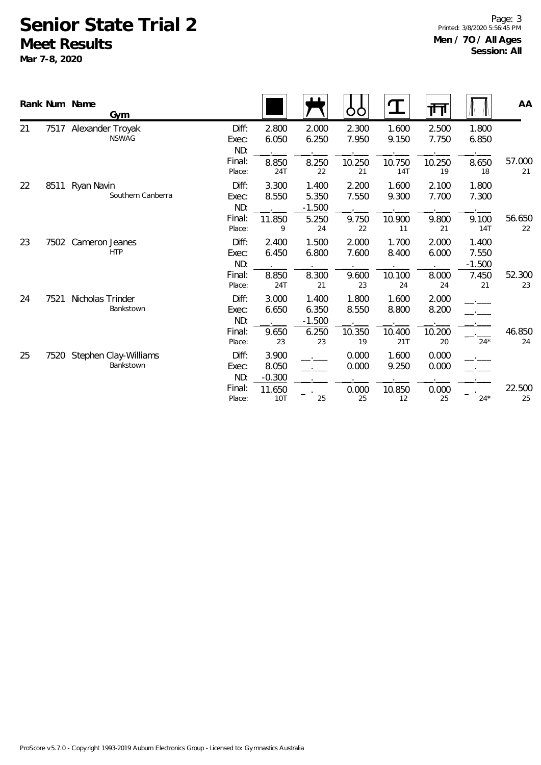# Senior State Trial 2

## Meet Results

**Mar 7-8, 2020**

**Men / 7O / All Ages**
**Session: All**

| Rank | Num | Name / Gym | | Floor | Pommel Horse | Rings | Vault | Parallel Bars | High Bar | AA |
|---|---|---|---|---|---|---|---|---|---|---|
| 21 | 7517 | Alexander Troyak | Diff: | 2.800 | 2.000 | 2.300 | 1.600 | 2.500 | 1.800 | |
| | | NSWAG | Exec: | 6.050 | 6.250 | 7.950 | 9.150 | 7.750 | 6.850 | |
| | | | ND: | | | | | | | |
| | | | Final: | 8.850 | 8.250 | 10.250 | 10.750 | 10.250 | 8.650 | 57.000 |
| | | | Place: | 24T | 22 | 21 | 14T | 19 | 18 | 21 |
| 22 | 8511 | Ryan Navin | Diff: | 3.300 | 1.400 | 2.200 | 1.600 | 2.100 | 1.800 | |
| | | Southern Canberra | Exec: | 8.550 | 5.350 | 7.550 | 9.300 | 7.700 | 7.300 | |
| | | | ND: | | -1.500 | | | | | |
| | | | Final: | 11.850 | 5.250 | 9.750 | 10.900 | 9.800 | 9.100 | 56.650 |
| | | | Place: | 9 | 24 | 22 | 11 | 21 | 14T | 22 |
| 23 | 7502 | Cameron Jeanes | Diff: | 2.400 | 1.500 | 2.000 | 1.700 | 2.000 | 1.400 | |
| | | HTP | Exec: | 6.450 | 6.800 | 7.600 | 8.400 | 6.000 | 7.550 | |
| | | | ND: | | | | | | -1.500 | |
| | | | Final: | 8.850 | 8.300 | 9.600 | 10.100 | 8.000 | 7.450 | 52.300 |
| | | | Place: | 24T | 21 | 23 | 24 | 24 | 21 | 23 |
| 24 | 7521 | Nicholas Trinder | Diff: | 3.000 | 1.400 | 1.800 | 1.600 | 2.000 | | |
| | | Bankstown | Exec: | 6.650 | 6.350 | 8.550 | 8.800 | 8.200 | | |
| | | | ND: | | -1.500 | | | | | |
| | | | Final: | 9.650 | 6.250 | 10.350 | 10.400 | 10.200 | | 46.850 |
| | | | Place: | 23 | 23 | 19 | 21T | 20 | 24* | 24 |
| 25 | 7520 | Stephen Clay-Williams | Diff: | 3.900 | | 0.000 | 1.600 | 0.000 | | |
| | | Bankstown | Exec: | 8.050 | | 0.000 | 9.250 | 0.000 | | |
| | | | ND: | -0.300 | | | | | | |
| | | | Final: | 11.650 | | 0.000 | 10.850 | 0.000 | | 22.500 |
| | | | Place: | 10T | 25 | 25 | 12 | 25 | 24* | 25 |